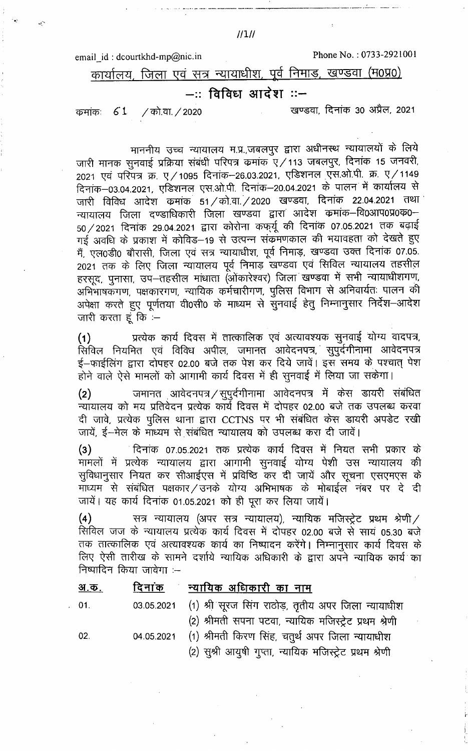email_id : dcourtkhd-mp@nic.in　　　　Phone No. : 0733-2921001

## कार्यालय, जिला एवं सत्र न्यायाधीश, पूर्व निमाड़, खण्डवा (म0प्र0)

### —:: विविध आदेश ::—

क्रमांक: 61 / को.वा. / 2020　　　　खण्डवा, दिनांक 30 अप्रैल, 2021

माननीय उच्च न्यायालय म.प्र.,जबलपुर द्वारा अधीनस्थ न्यायालयों के लिये जारी मानक सुनवाई प्रक्रिया संबंधी परिपत्र क्रमांक ए/113 जबलपुर, दिनांक 15 जनवरी, 2021 एवं परिपत्र क्र. ए/1095 दिनांक–26.03.2021, एडिशनल एस.ओ.पी. क्र. ए/1149 दिनांक–03.04.2021, एडिशनल एस.ओ.पी. दिनांक–20.04.2021 के पालन में कार्यालय से जारी विविध आदेश क्रमांक 51/को.वा./2020 खण्डवा, दिनांक 22.04.2021 तथा न्यायालय जिला दण्डाधिकारी जिला खण्डवा द्वारा आदेश क्रमांक–वि0आप0प्र0क0–50/2021 दिनांक 29.04.2021 द्वारा कोरोना कर्फ्यू की दिनांक 07.05.2021 तक बढ़ाई गई अवधि के प्रकाश में कोविड–19 से उत्पन्न संक्रमणकाल की भयावहता को देखते हुए मैं, एल0डी0 बौरासी, जिला एवं सत्र न्यायाधीश, पूर्व निमाड़, खण्डवा उक्त दिनांक 07.05.2021 तक के लिए जिला न्यायालय पूर्व निमाड़ खण्डवा एवं सिविल न्यायालय तहसील हरसूद, पुनासा, उप–तहसील मांधाता (ओंकारेश्वर) जिला खण्डवा में सभी न्यायाधीशगण, अभिभाषकगण, पक्षकारगण, न्यायिक कर्मचारीगण, पुलिस विभाग से अनिवार्यतः पालन की अपेक्षा करते हुए पूर्णतया वी0सी0 के माध्यम से सुनवाई हेतु निम्नानुसार निर्देश–आदेश जारी करता हूं कि :–

(1) प्रत्येक कार्य दिवस में तात्कालिक एवं अत्यावश्यक सुनवाई योग्य वादपत्र, सिविल नियमित एवं विविध अपील, जमानत आवेदनपत्र, सुपुर्दगीनामा आवेदनपत्र ई–फाईलिंग द्वारा दोपहर 02.00 बजे तक पेश कर दिये जावें। इस समय के पश्चात् पेश होने वाले ऐसे मामलों को आगामी कार्य दिवस में ही सुनवाई में लिया जा सकेगा।

(2) जमानत आवेदनपत्र/सुपुर्दगीनामा आवेदनपत्र में केस डायरी संबंधित न्यायालय को मय प्रतिवेदन प्रत्येक कार्य दिवस में दोपहर 02.00 बजे तक उपलब्ध करवा दी जावे, प्रत्येक पुलिस थाना द्वारा CCTNS पर भी संबंधित केस डायरी अपडेट रखी जायें, ई–मेल के माध्यम से संबंधित न्यायालय को उपलब्ध करा दी जावें।

(3) दिनांक 07.05.2021 तक प्रत्येक कार्य दिवस में नियत सभी प्रकार के मामलों में प्रत्येक न्यायालय द्वारा आगामी सुनवाई योग्य पेशी उस न्यायालय की सुविधानुसार नियत कर सीआईएस में प्रविष्ठि कर दी जायें और सूचना एसएमएस के माध्यम से संबंधित पक्षकार/उनके योग्य अभिभाषक के मोबाईल नंबर पर दे दी जायें। यह कार्य दिनांक 01.05.2021 को ही पूरा कर लिया जायें।

(4) सत्र न्यायालय (अपर सत्र न्यायालय), न्यायिक मजिस्ट्रेट प्रथम श्रेणी/ सिविल जज के न्यायालय प्रत्येक कार्य दिवस में दोपहर 02.00 बजे से सायं 05.30 बजे तक तात्कालिक एवं अत्यावश्यक कार्य का निष्पादन करेंगे। निम्नानुसार कार्य दिवस के लिए ऐसी तारीख के सामने दर्शाये न्यायिक अधिकारी के द्वारा अपने न्यायिक कार्य का निष्पादिन किया जावेगा :–

| अ.क. | दिनांक | न्यायिक अधिकारी का नाम |
|---|---|---|
| 01. | 03.05.2021 | (1) श्री सूरज सिंग राठोड़, तृतीय अपर जिला न्यायाधीश<br>(2) श्रीमती सपना पटवा, न्यायिक मजिस्ट्रेट प्रथम श्रेणी |
| 02. | 04.05.2021 | (1) श्रीमती किरण सिंह, चतुर्थ अपर जिला न्यायाधीश<br>(2) सुश्री आयुषी गुप्ता, न्यायिक मजिस्ट्रेट प्रथम श्रेणी |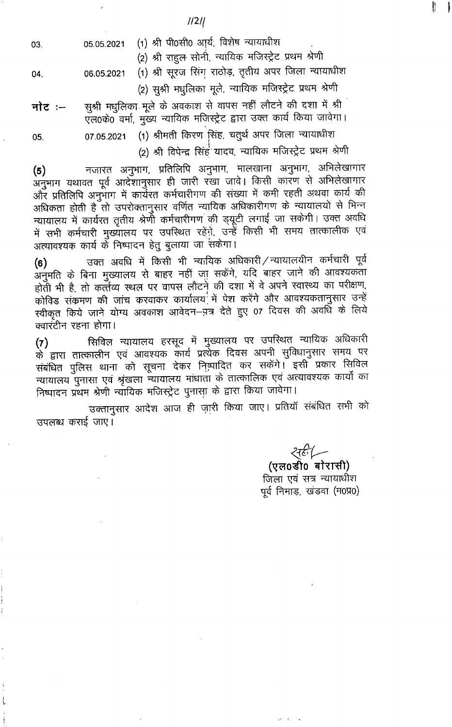| | | |
|---|---|---|
| 03. | 05.05.2021 | (1) श्री पी0सी0 आर्य, विशेष न्यायाधीश<br>(2) श्री राहुल सोनी, न्यायिक मजिस्ट्रेट प्रथम श्रेणी |
| 04. | 06.05.2021 | (1) श्री सूरज सिंग राठोड़, तृतीय अपर जिला न्यायाधीश<br>(2) सुश्री मधुलिका मूले, न्यायिक मजिस्ट्रेट प्रथम श्रेणी |
| **नोट :–** | | सुश्री मधुलिका मूले के अवकाश से वापस नहीं लौटने की दशा में श्री एल0के0 वर्मा, मुख्य न्यायिक मजिस्ट्रेट द्वारा उक्त कार्य किया जावेगा। |
| 05. | 07.05.2021 | (1) श्रीमती किरण सिंह, चतुर्थ अपर जिला न्यायाधीश<br>(2) श्री विपेन्द्र सिंह यादव, न्यायिक मजिस्ट्रेट प्रथम श्रेणी |

**(5)** नजारत अनुभाग, प्रतिलिपि अनुभाग, मालखाना अनुभाग, अभिलेखागार अनुभाग यथावत पूर्व आदेशानुसार ही जारी रखा जावे। किसी कारण से अभिलेखागार और प्रतिलिपि अनुभाग में कार्यरत कर्मचारीगण की संख्या में कमी रहती अथवा कार्य की अधिकता होती है तो उपरोक्तानुसार वर्णित न्यायिक अधिकारीगण के न्यायालयों से भिन्न न्यायालय में कार्यरत तृतीय श्रेणी कर्मचारीगण की ड्यूटी लगाई जा सकेगी। उक्त अवधि में सभी कर्मचारी मुख्यालय पर उपस्थित रहेंगे, उन्हें किसी भी समय तात्कालीक एवं अत्यावश्यक कार्य के निष्पादन हेतु बुलाया जा सकेगा।

**(6)** उक्त अवधि में किसी भी न्यायिक अधिकारी/न्यायालयीन कर्मचारी पूर्व अनुमति के बिना मुख्यालय से बाहर नहीं जा सकेंगे, यदि बाहर जाने की आवश्यकता होती भी है, तो कर्त्तव्य स्थल पर वापस लौटने की दशा में वे अपने स्वास्थ्य का परीक्षण, कोविड संक्रमण की जांच करवाकर कार्यालय में पेश करेंगे और आवश्यकतानुसार उन्हें स्वीकृत किये जाने योग्य अवकाश आवेदन–पत्र देते हुए 07 दिवस की अवधि के लिये क्वारंटीन रहना होगा।

**(7)** सिविल न्यायालय हरसूद में मुख्यालय पर उपस्थित न्यायिक अधिकारी के द्वारा तात्कालीन एवं आवश्यक कार्य प्रत्येक दिवस अपनी सुविधानुसार समय पर संबंधित पुलिस थाना को सूचना देकर निष्पादित कर सकेंगे। इसी प्रकार सिविल न्यायालय पुनासा एवं श्रृंखला न्यायालय मांधाता के तात्कालिक एवं अत्यावश्यक कार्यो का निष्पादन प्रथम श्रेणी न्यायिक मजिस्ट्रेट पुनासा के द्वारा किया जावेगा।

उक्तानुसार आदेश आज ही ज़ारी किया जाए। प्रतियॉ संबंधित सभी को उपलब्ध कराई जाए।

सही/–
**(एल0डी0 बोरासी)**
जिला एवं सत्र न्यायाधीश
पूर्व निमाड़, खंडवा (म0प्र0)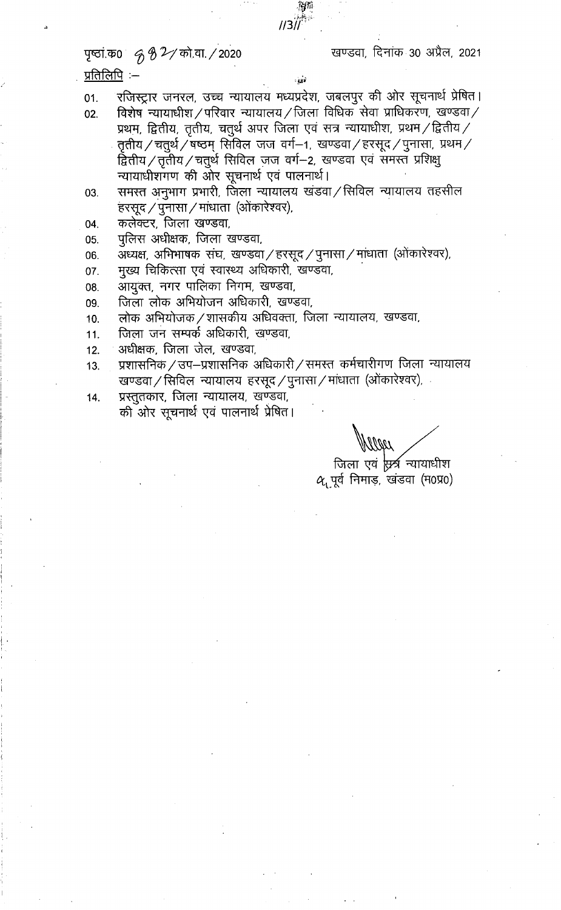पृष्ठां.क0 &nbsp; 682/को.वा./2020 &nbsp;&nbsp;&nbsp;&nbsp;&nbsp;&nbsp;&nbsp;&nbsp;&nbsp;&nbsp; खण्डवा, दिनांक 30 अप्रैल, 2021

<u>प्रतिलिपि</u> :–

01. रजिस्ट्रार जनरल, उच्च न्यायालय मध्यप्रदेश, जबलपुर की ओर सूचनार्थ प्रेषित।
02. विशेष न्यायाधीश / परिवार न्यायालय / जिला विधिक सेवा प्राधिकरण, खण्डवा / प्रथम, द्वितीय, तृतीय, चतुर्थ अपर जिला एवं सत्र न्यायाधीश, प्रथम / द्वितीय / तृतीय / चतुर्थ / षष्ठम् सिविल जज वर्ग–1, खण्डवा / हरसूद / पुनासा, प्रथम / द्वितीय / तृतीय / चतुर्थ सिविल जज वर्ग–2, खण्डवा एवं समस्त प्रशिक्षु न्यायाधीशगण की ओर सूचनार्थ एवं पालनार्थ।
03. समस्त अनुभाग प्रभारी, जिला न्यायालय खंडवा / सिविल न्यायालय तहसील हरसूद / पुनासा / मांधाता (ओंकारेश्वर),
04. कलेक्टर, जिला खण्डवा,
05. पुलिस अधीक्षक, जिला खण्डवा,
06. अध्यक्ष, अभिभाषक संघ, खण्डवा / हरसूद / पुनासा / मांधाता (ओंकारेश्वर),
07. मुख्य चिकित्सा एवं स्वास्थ्य अधिकारी, खण्डवा,
08. आयुक्त, नगर पालिका निगम, खण्डवा,
09. जिला लोक अभियोजन अधिकारी, खण्डवा,
10. लोक अभियोजक / शासकीय अधिवक्ता, जिला न्यायालय, खण्डवा,
11. जिला जन सम्पर्क अधिकारी, खण्डवा,
12. अधीक्षक, जिला जेल, खण्डवा,
13. प्रशासनिक / उप–प्रशासनिक अधिकारी / समस्त कर्मचारीगण जिला न्यायालय खण्डवा / सिविल न्यायालय हरसूद / पुनासा / मांधाता (ओंकारेश्वर),
14. प्रस्तुतकार, जिला न्यायालय, खण्डवा,
की ओर सूचनार्थ एवं पालनार्थ प्रेषित।

जिला एवं सत्र न्यायाधीश
पूर्व निमाड़, खंडवा (म0प्र0)